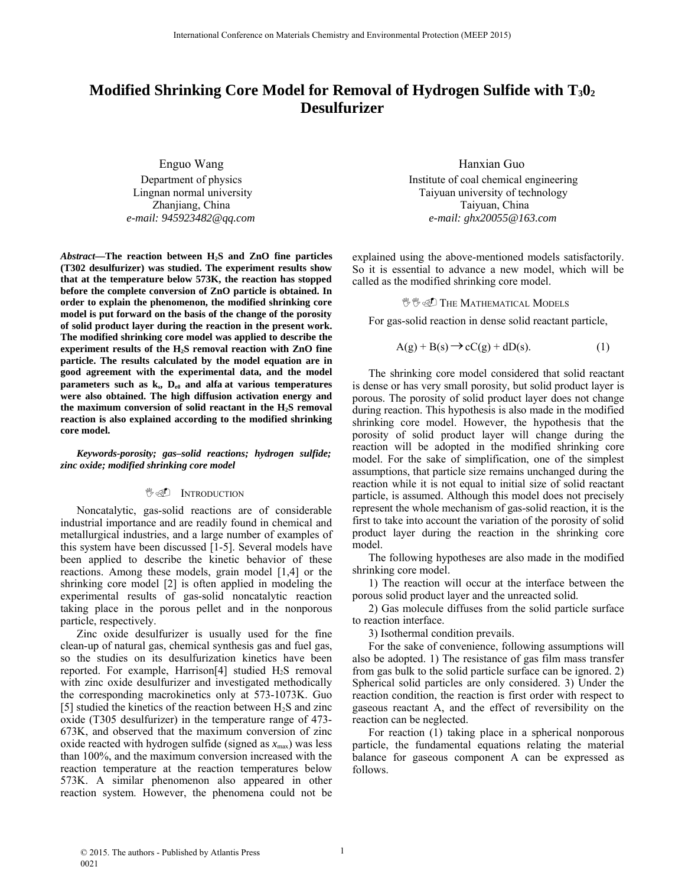# Modified Shrinking Core Model for Removal of Hydrogen Sulfide with $T_30_2$ Desulfurizer

Enguo Wang
Department of physics
Lingnan normal university
Zhanjiang, China
*e-mail: 945923482@qq.com*

Hanxian Guo
Institute of coal chemical engineering
Taiyuan university of technology
Taiyuan, China
*e-mail: ghx20055@163.com*

***Abstract*—The reaction between $H_2S$ and ZnO fine particles (T302 desulfurizer) was studied. The experiment results show that at the temperature below 573K, the reaction has stopped before the complete conversion of ZnO particle is obtained. In order to explain the phenomenon, the modified shrinking core model is put forward on the basis of the change of the porosity of solid product layer during the reaction in the present work. The modified shrinking core model was applied to describe the experiment results of the $H_2S$ removal reaction with ZnO fine particle. The results calculated by the model equation are in good agreement with the experimental data, and the model parameters such as $k_s$, $D_{e0}$ and alfa at various temperatures were also obtained. The high diffusion activation energy and the maximum conversion of solid reactant in the $H_2S$ removal reaction is also explained according to the modified shrinking core model.**

***Keywords-porosity; gas–solid reactions; hydrogen sulfide; zinc oxide; modified shrinking core model***

## I. Introduction

Noncatalytic, gas-solid reactions are of considerable industrial importance and are readily found in chemical and metallurgical industries, and a large number of examples of this system have been discussed [1-5]. Several models have been applied to describe the kinetic behavior of these reactions. Among these models, grain model [1,4] or the shrinking core model [2] is often applied in modeling the experimental results of gas-solid noncatalytic reaction taking place in the porous pellet and in the nonporous particle, respectively.

Zinc oxide desulfurizer is usually used for the fine clean-up of natural gas, chemical synthesis gas and fuel gas, so the studies on its desulfurization kinetics have been reported. For example, Harrison[4] studied $H_2S$ removal with zinc oxide desulfurizer and investigated methodically the corresponding macrokinetics only at 573-1073K. Guo [5] studied the kinetics of the reaction between $H_2S$ and zinc oxide (T305 desulfurizer) in the temperature range of 473-673K, and observed that the maximum conversion of zinc oxide reacted with hydrogen sulfide (signed as $x_{max}$) was less than 100%, and the maximum conversion increased with the reaction temperature at the reaction temperatures below 573K. A similar phenomenon also appeared in other reaction system. However, the phenomena could not be explained using the above-mentioned models satisfactorily. So it is essential to advance a new model, which will be called as the modified shrinking core model.

## II. The Mathematical Models

For gas-solid reaction in dense solid reactant particle,

$$A(g) + B(s) \rightarrow cC(g) + dD(s). \qquad (1)$$

The shrinking core model considered that solid reactant is dense or has very small porosity, but solid product layer is porous. The porosity of solid product layer does not change during reaction. This hypothesis is also made in the modified shrinking core model. However, the hypothesis that the porosity of solid product layer will change during the reaction will be adopted in the modified shrinking core model. For the sake of simplification, one of the simplest assumptions, that particle size remains unchanged during the reaction while it is not equal to initial size of solid reactant particle, is assumed. Although this model does not precisely represent the whole mechanism of gas-solid reaction, it is the first to take into account the variation of the porosity of solid product layer during the reaction in the shrinking core model.

The following hypotheses are also made in the modified shrinking core model.

1) The reaction will occur at the interface between the porous solid product layer and the unreacted solid.

2) Gas molecule diffuses from the solid particle surface to reaction interface.

3) Isothermal condition prevails.

For the sake of convenience, following assumptions will also be adopted. 1) The resistance of gas film mass transfer from gas bulk to the solid particle surface can be ignored. 2) Spherical solid particles are only considered. 3) Under the reaction condition, the reaction is first order with respect to gaseous reactant A, and the effect of reversibility on the reaction can be neglected.

For reaction (1) taking place in a spherical nonporous particle, the fundamental equations relating the material balance for gaseous component A can be expressed as follows.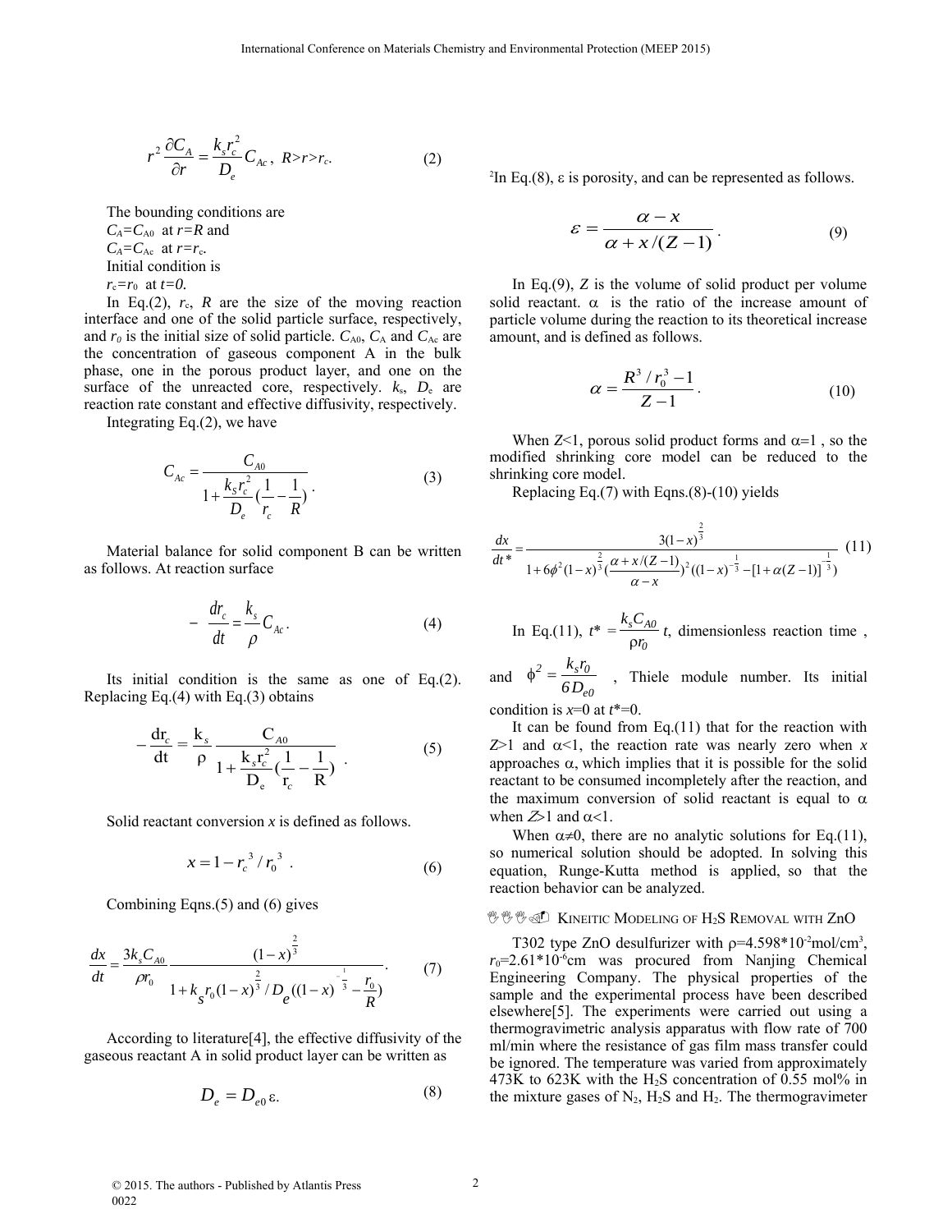$$r^2 \frac{\partial C_A}{\partial r} = \frac{k_s r_c^2}{D_e} C_{Ac}, \; R>r>r_c. \tag{2}$$

The bounding conditions are

$C_A=C_{A0}$ at $r=R$ and

$C_A=C_{Ac}$ at $r=r_c$.

Initial condition is

$r_c=r_0$ at $t=0$.

In Eq.(2), $r_c$, $R$ are the size of the moving reaction interface and one of the solid particle surface, respectively, and $r_0$ is the initial size of solid particle. $C_{A0}$, $C_A$ and $C_{Ac}$ are the concentration of gaseous component A in the bulk phase, one in the porous product layer, and one on the surface of the unreacted core, respectively. $k_s$, $D_e$ are reaction rate constant and effective diffusivity, respectively.

Integrating Eq.(2), we have

$$C_{Ac} = \frac{C_{A0}}{1 + \frac{k_S r_c^2}{D_e}(\frac{1}{r_c} - \frac{1}{R})}. \tag{3}$$

Material balance for solid component B can be written as follows. At reaction surface

$$-\frac{dr_c}{dt} = \frac{k_s}{\rho} C_{Ac}. \tag{4}$$

Its initial condition is the same as one of Eq.(2). Replacing Eq.(4) with Eq.(3) obtains

$$-\frac{\mathrm{d}r_c}{\mathrm{d}t} = \frac{\mathrm{k}_s}{\rho} \frac{\mathrm{C}_{A0}}{1 + \frac{\mathrm{k}_s r_c^2}{\mathrm{D}_e}(\frac{1}{\mathrm{r}_c} - \frac{1}{\mathrm{R}})}. \tag{5}$$

Solid reactant conversion $x$ is defined as follows.

$$x = 1 - r_c^{\,3} / r_0^{\,3}. \tag{6}$$

Combining Eqns.(5) and (6) gives

$$\frac{dx}{dt} = \frac{3k_s C_{A0}}{\rho r_0} \frac{(1-x)^{\frac{2}{3}}}{1 + k_s r_0 (1-x)^{\frac{2}{3}} / D_e ((1-x)^{-\frac{1}{3}} - \frac{r_0}{R})}. \tag{7}$$

According to literature[4], the effective diffusivity of the gaseous reactant A in solid product layer can be written as

$$D_e = D_{e0}\,\varepsilon. \tag{8}$$

[2]In Eq.(8), $\varepsilon$ is porosity, and can be represented as follows.

$$\varepsilon = \frac{\alpha - x}{\alpha + x/(Z-1)}. \tag{9}$$

In Eq.(9), $Z$ is the volume of solid product per volume solid reactant. $\alpha$ is the ratio of the increase amount of particle volume during the reaction to its theoretical increase amount, and is defined as follows.

$$\alpha = \frac{R^3 / r_0^3 - 1}{Z - 1}. \tag{10}$$

When $Z$<1, porous solid product forms and $\alpha$=1 , so the modified shrinking core model can be reduced to the shrinking core model.

Replacing Eq.(7) with Eqns.(8)-(10) yields

$$\frac{dx}{dt^*} = \frac{3(1-x)^{\frac{2}{3}}}{1 + 6\phi^2 (1-x)^{\frac{2}{3}} (\frac{\alpha + x/(Z-1)}{\alpha - x})^2 ((1-x)^{-\frac{1}{3}} - [1 + \alpha(Z-1)]^{-\frac{1}{3}})} \tag{11}$$

In Eq.(11), $t^* = \frac{k_s C_{A0}}{\rho r_0} t$, dimensionless reaction time , and $\phi^2 = \frac{k_s r_0}{6 D_{e0}}$ , Thiele module number. Its initial condition is $x$=0 at $t^*$=0.

It can be found from Eq.(11) that for the reaction with $Z$>1 and $\alpha$<1, the reaction rate was nearly zero when $x$ approaches $\alpha$, which implies that it is possible for the solid reactant to be consumed incompletely after the reaction, and the maximum conversion of solid reactant is equal to $\alpha$ when $Z$>1 and $\alpha$<1.

When $\alpha \neq 0$, there are no analytic solutions for Eq.(11), so numerical solution should be adopted. In solving this equation, Runge-Kutta method is applied, so that the reaction behavior can be analyzed.

## Kineitic Modeling of $H_2S$ Removal with ZnO

T302 type ZnO desulfurizer with $\rho$=4.598*10$^{-2}$mol/cm$^3$, $r_0$=2.61*10$^{-6}$cm was procured from Nanjing Chemical Engineering Company. The physical properties of the sample and the experimental process have been described elsewhere[5]. The experiments were carried out using a thermogravimetric analysis apparatus with flow rate of 700 ml/min where the resistance of gas film mass transfer could be ignored. The temperature was varied from approximately 473K to 623K with the $H_2S$ concentration of 0.55 mol% in the mixture gases of $N_2$, $H_2S$ and $H_2$. The thermogravimeter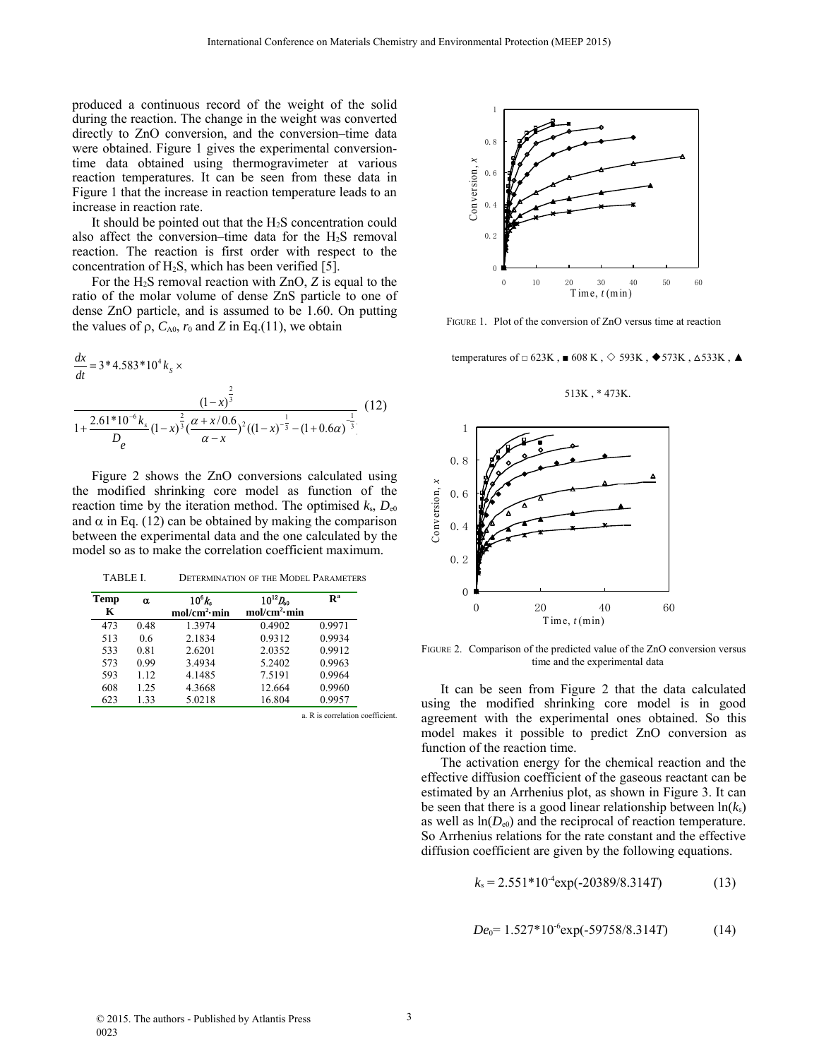produced a continuous record of the weight of the solid during the reaction. The change in the weight was converted directly to ZnO conversion, and the conversion–time data were obtained. Figure 1 gives the experimental conversion-time data obtained using thermogravimeter at various reaction temperatures. It can be seen from these data in Figure 1 that the increase in reaction temperature leads to an increase in reaction rate.

It should be pointed out that the $H_2S$ concentration could also affect the conversion–time data for the $H_2S$ removal reaction. The reaction is first order with respect to the concentration of $H_2S$, which has been verified [5].

For the $H_2S$ removal reaction with ZnO, $Z$ is equal to the ratio of the molar volume of dense ZnS particle to one of dense ZnO particle, and is assumed to be 1.60. On putting the values of $\rho$, $C_{A0}$, $r_0$ and $Z$ in Eq.(11), we obtain

$$\frac{dx}{dt} = 3*4.583*10^{4} k_S \times \frac{(1-x)^{\frac{2}{3}}}{1+\frac{2.61*10^{-6} k_s}{D_e}(1-x)^{\frac{2}{3}}\left(\frac{\alpha + x/0.6}{\alpha - x}\right)^{2}\left((1-x)^{-\frac{1}{3}}-(1+0.6\alpha)^{-\frac{1}{3}}\right)} \quad (12)$$

Figure 2 shows the ZnO conversions calculated using the modified shrinking core model as function of the reaction time by the iteration method. The optimised $k_s$, $D_{e0}$ and $\alpha$ in Eq. (12) can be obtained by making the comparison between the experimental data and the one calculated by the model so as to make the correlation coefficient maximum.

TABLE I. DETERMINATION OF THE MODEL PARAMETERS

| Temp K | $\alpha$ | $10^6 k_s$ mol/cm²·min | $10^{12} D_{e0}$ mol/cm²·min | R[a] |
|---|---|---|---|---|
| 473 | 0.48 | 1.3974 | 0.4902 | 0.9971 |
| 513 | 0.6 | 2.1834 | 0.9312 | 0.9934 |
| 533 | 0.81 | 2.6201 | 2.0352 | 0.9912 |
| 573 | 0.99 | 3.4934 | 5.2402 | 0.9963 |
| 593 | 1.12 | 4.1485 | 7.5191 | 0.9964 |
| 608 | 1.25 | 4.3668 | 12.664 | 0.9960 |
| 623 | 1.33 | 5.0218 | 16.804 | 0.9957 |

a. R is correlation coefficient.

FIGURE 1. Plot of the conversion of ZnO versus time at reaction temperatures of □ 623K , ■ 608 K , ◇ 593K , ◆ 573K , △ 533K , ▲ 513K , * 473K.

FIGURE 2. Comparison of the predicted value of the ZnO conversion versus time and the experimental data

It can be seen from Figure 2 that the data calculated using the modified shrinking core model is in good agreement with the experimental ones obtained. So this model makes it possible to predict ZnO conversion as function of the reaction time.

The activation energy for the chemical reaction and the effective diffusion coefficient of the gaseous reactant can be estimated by an Arrhenius plot, as shown in Figure 3. It can be seen that there is a good linear relationship between $\ln(k_s)$ as well as $\ln(D_{e0})$ and the reciprocal of reaction temperature. So Arrhenius relations for the rate constant and the effective diffusion coefficient are given by the following equations.

$$k_s = 2.551*10^{-4}\exp(-20389/8.314T) \quad (13)$$

$$De_0 = 1.527*10^{-6}\exp(-59758/8.314T) \quad (14)$$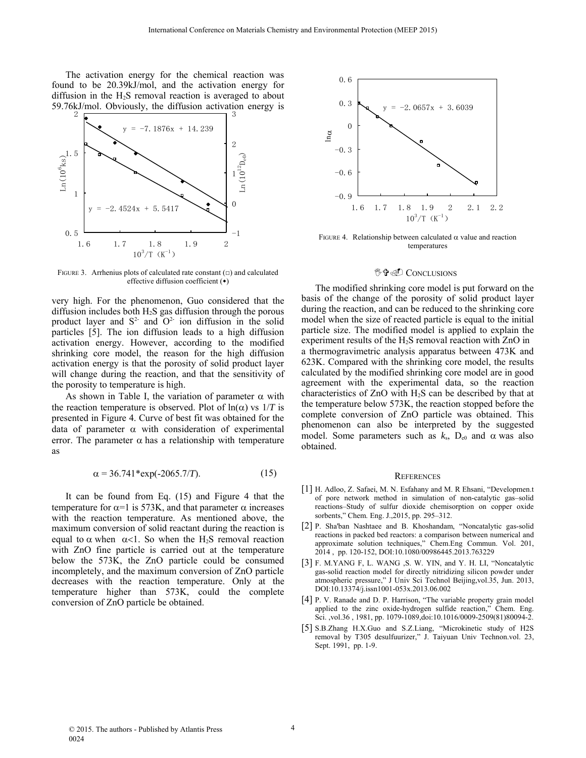The activation energy for the chemical reaction was found to be 20.39kJ/mol, and the activation energy for diffusion in the $H_2S$ removal reaction is averaged to about 59.76kJ/mol. Obviously, the diffusion activation energy is very high. For the phenomenon, Guo considered that the diffusion includes both $H_2S$ gas diffusion through the porous product layer and $S^{2-}$ and $O^{2-}$ ion diffusion in the solid particles [5]. The ion diffusion leads to a high diffusion activation energy. However, according to the modified shrinking core model, the reason for the high diffusion activation energy is that the porosity of solid product layer will change during the reaction, and that the sensitivity of the porosity to temperature is high.

FIGURE 3. Arrhenius plots of calculated rate constant (□) and calculated effective diffusion coefficient (♦)

As shown in Table I, the variation of parameter $\alpha$ with the reaction temperature is observed. Plot of $\ln(\alpha)$ vs $1/T$ is presented in Figure 4. Curve of best fit was obtained for the data of parameter $\alpha$ with consideration of experimental error. The parameter $\alpha$ has a relationship with temperature as

$$\alpha = 36.741 * \exp(-2065.7/T). \tag{15}$$

It can be found from Eq. (15) and Figure 4 that the temperature for $\alpha$=1 is 573K, and that parameter $\alpha$ increases with the reaction temperature. As mentioned above, the maximum conversion of solid reactant during the reaction is equal to $\alpha$ when $\alpha<1$. So when the $H_2S$ removal reaction with ZnO fine particle is carried out at the temperature below the 573K, the ZnO particle could be consumed incompletely, and the maximum conversion of ZnO particle decreases with the reaction temperature. Only at the temperature higher than 573K, could the complete conversion of ZnO particle be obtained.

FIGURE 4. Relationship between calculated $\alpha$ value and reaction temperatures

## CONCLUSIONS

The modified shrinking core model is put forward on the basis of the change of the porosity of solid product layer during the reaction, and can be reduced to the shrinking core model when the size of reacted particle is equal to the initial particle size. The modified model is applied to explain the experiment results of the $H_2S$ removal reaction with ZnO in a thermogravimetric analysis apparatus between 473K and 623K. Compared with the shrinking core model, the results calculated by the modified shrinking core model are in good agreement with the experimental data, so the reaction characteristics of ZnO with $H_2S$ can be described by that at the temperature below 573K, the reaction stopped before the complete conversion of ZnO particle was obtained. This phenomenon can also be interpreted by the suggested model. Some parameters such as $k_s$, $D_{e0}$ and $\alpha$ was also obtained.

## REFERENCES

[1] H. Adloo, Z. Safaei, M. N. Esfahany and M. R Ehsani, "Developmen.t of pore network method in simulation of non-catalytic gas–solid reactions–Study of sulfur dioxide chemisorption on copper oxide sorbents," Chem. Eng. J.,2015, pp. 295–312.

[2] P. Sha'ban Nashtaee and B. Khoshandam, "Noncatalytic gas-solid reactions in packed bed reactors: a comparison between numerical and approximate solution techniques," Chem.Eng Commun. Vol. 201, 2014 , pp. 120-152, DOI:10.1080/00986445.2013.763229

[3] F. M.YANG F, L. WANG ,S. W. YIN, and Y. H. LI, "Noncatalytic gas-solid reaction model for directly nitridizing silicon powder under atmospheric pressure," J Univ Sci Technol Beijing,vol.35, Jun. 2013, DOI:10.13374/j.issn1001-053x.2013.06.002

[4] P. V. Ranade and D. P. Harrison, "The variable property grain model applied to the zinc oxide-hydrogen sulfide reaction," Chem. Eng. Sci. ,vol.36 , 1981, pp. 1079-1089,doi:10.1016/0009-2509(81)80094-2.

[5] S.B.Zhang H.X.Guo and S.Z.Liang, "Microkinetic study of H2S removal by T305 desulfuurizer," J. Taiyuan Univ Technon.vol. 23, Sept. 1991, pp. 1-9.